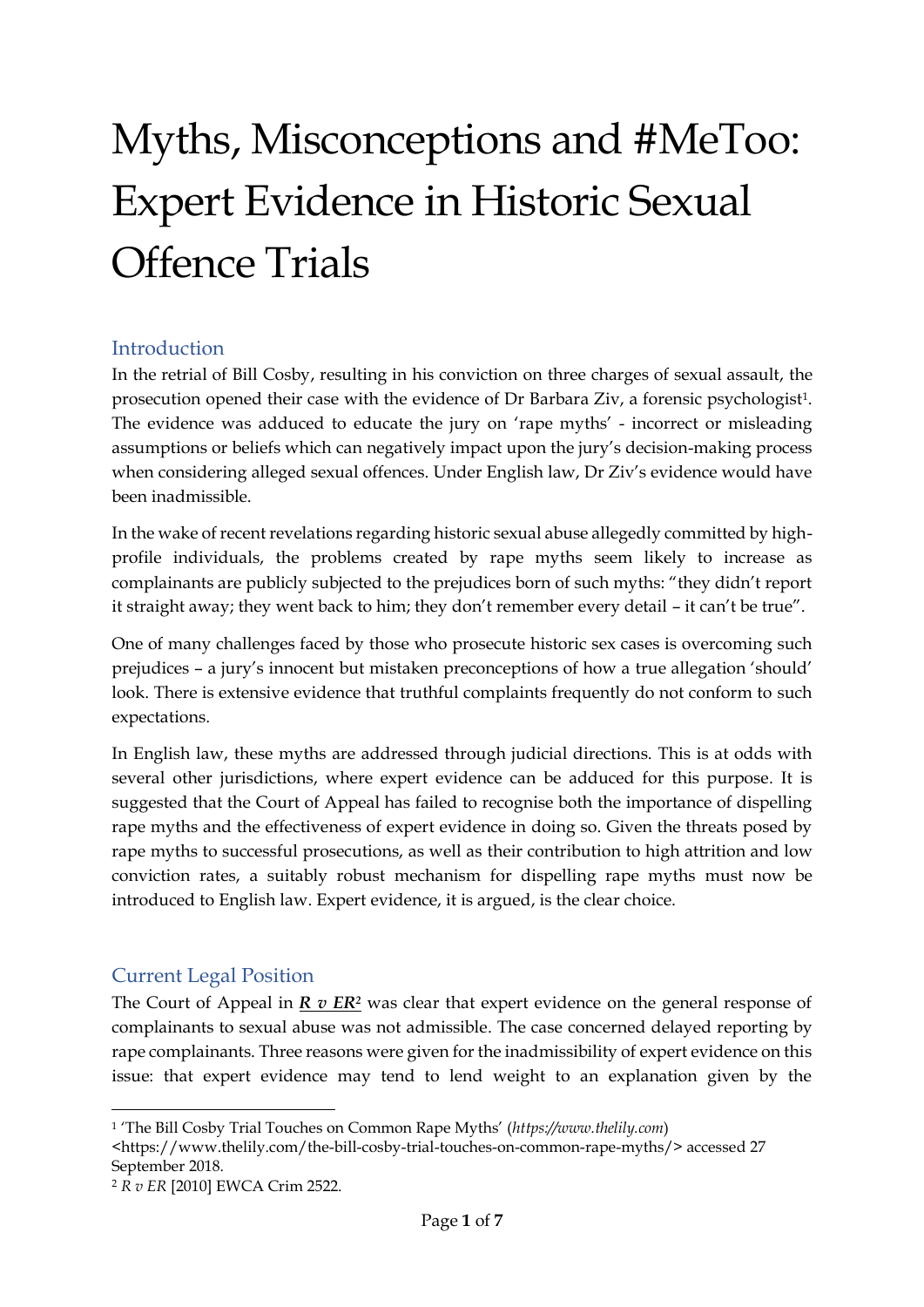# Myths, Misconceptions and #MeToo: Expert Evidence in Historic Sexual Offence Trials

## Introduction

In the retrial of Bill Cosby, resulting in his conviction on three charges of sexual assault, the prosecution opened their case with the evidence of Dr Barbara Ziv, a forensic psychologist[1]. The evidence was adduced to educate the jury on 'rape myths' - incorrect or misleading assumptions or beliefs which can negatively impact upon the jury's decision-making process when considering alleged sexual offences. Under English law, Dr Ziv's evidence would have been inadmissible.

In the wake of recent revelations regarding historic sexual abuse allegedly committed by high-profile individuals, the problems created by rape myths seem likely to increase as complainants are publicly subjected to the prejudices born of such myths: "they didn't report it straight away; they went back to him; they don't remember every detail – it can't be true".

One of many challenges faced by those who prosecute historic sex cases is overcoming such prejudices – a jury's innocent but mistaken preconceptions of how a true allegation 'should' look. There is extensive evidence that truthful complaints frequently do not conform to such expectations.

In English law, these myths are addressed through judicial directions. This is at odds with several other jurisdictions, where expert evidence can be adduced for this purpose. It is suggested that the Court of Appeal has failed to recognise both the importance of dispelling rape myths and the effectiveness of expert evidence in doing so. Given the threats posed by rape myths to successful prosecutions, as well as their contribution to high attrition and low conviction rates, a suitably robust mechanism for dispelling rape myths must now be introduced to English law. Expert evidence, it is argued, is the clear choice.

## Current Legal Position

The Court of Appeal in ***R v ER***[2] was clear that expert evidence on the general response of complainants to sexual abuse was not admissible. The case concerned delayed reporting by rape complainants. Three reasons were given for the inadmissibility of expert evidence on this issue: that expert evidence may tend to lend weight to an explanation given by the

---

[1] 'The Bill Cosby Trial Touches on Common Rape Myths' (*https://www.thelily.com*) <https://www.thelily.com/the-bill-cosby-trial-touches-on-common-rape-myths/> accessed 27 September 2018.

[2] *R v ER* [2010] EWCA Crim 2522.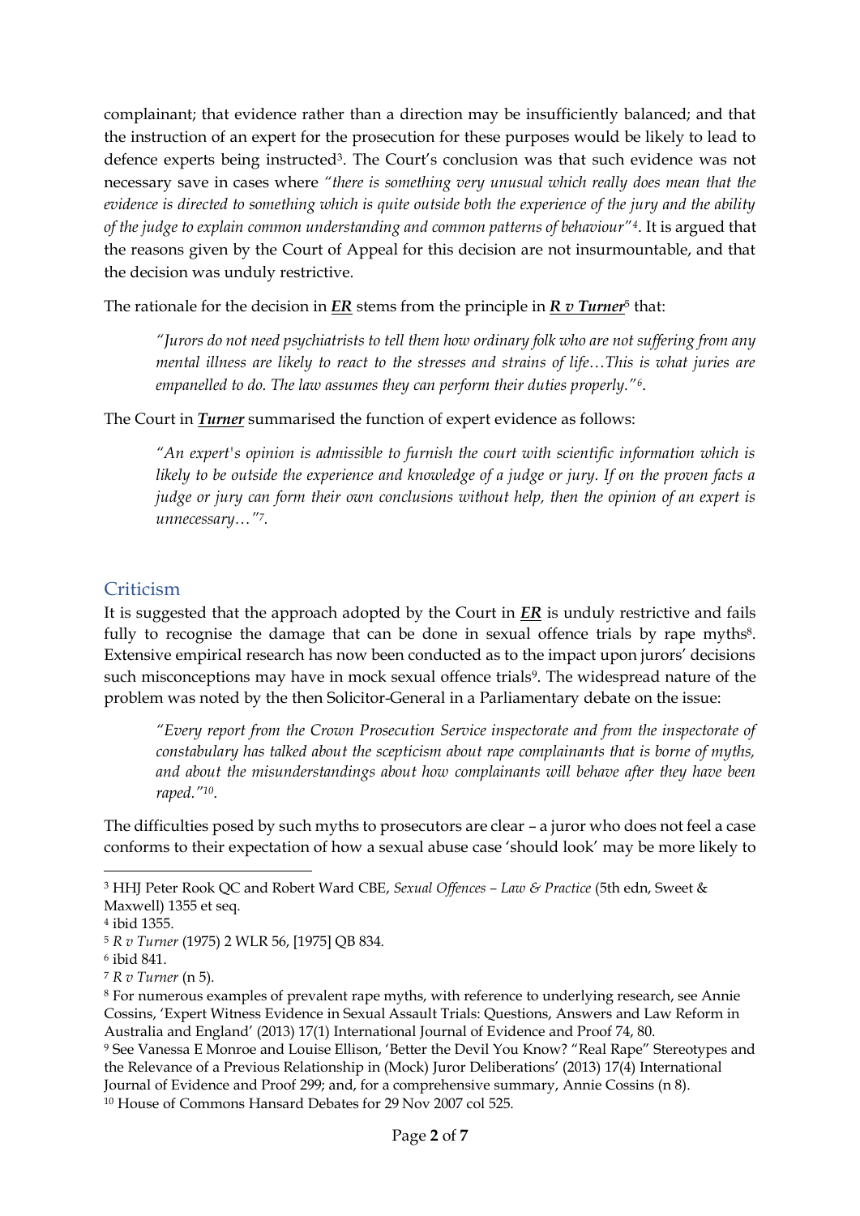complainant; that evidence rather than a direction may be insufficiently balanced; and that the instruction of an expert for the prosecution for these purposes would be likely to lead to defence experts being instructed[3]. The Court's conclusion was that such evidence was not necessary save in cases where *"there is something very unusual which really does mean that the evidence is directed to something which is quite outside both the experience of the jury and the ability of the judge to explain common understanding and common patterns of behaviour"*[4]. It is argued that the reasons given by the Court of Appeal for this decision are not insurmountable, and that the decision was unduly restrictive.

The rationale for the decision in ***ER*** stems from the principle in ***R v Turner***[5] that:

> *"Jurors do not need psychiatrists to tell them how ordinary folk who are not suffering from any mental illness are likely to react to the stresses and strains of life…This is what juries are empanelled to do. The law assumes they can perform their duties properly."*[6].

The Court in ***Turner*** summarised the function of expert evidence as follows:

> *"An expert's opinion is admissible to furnish the court with scientific information which is likely to be outside the experience and knowledge of a judge or jury. If on the proven facts a judge or jury can form their own conclusions without help, then the opinion of an expert is unnecessary…"*[7].

## Criticism

It is suggested that the approach adopted by the Court in ***ER*** is unduly restrictive and fails fully to recognise the damage that can be done in sexual offence trials by rape myths[8]. Extensive empirical research has now been conducted as to the impact upon jurors' decisions such misconceptions may have in mock sexual offence trials[9]. The widespread nature of the problem was noted by the then Solicitor-General in a Parliamentary debate on the issue:

> *"Every report from the Crown Prosecution Service inspectorate and from the inspectorate of constabulary has talked about the scepticism about rape complainants that is borne of myths, and about the misunderstandings about how complainants will behave after they have been raped."*[10].

The difficulties posed by such myths to prosecutors are clear – a juror who does not feel a case conforms to their expectation of how a sexual abuse case 'should look' may be more likely to

---

[3] HHJ Peter Rook QC and Robert Ward CBE, *Sexual Offences – Law & Practice* (5th edn, Sweet & Maxwell) 1355 et seq.

[4] ibid 1355.

[5] *R v Turner* (1975) 2 WLR 56, [1975] QB 834.

[6] ibid 841.

[7] *R v Turner* (n 5).

[8] For numerous examples of prevalent rape myths, with reference to underlying research, see Annie Cossins, 'Expert Witness Evidence in Sexual Assault Trials: Questions, Answers and Law Reform in Australia and England' (2013) 17(1) International Journal of Evidence and Proof 74, 80.

[9] See Vanessa E Monroe and Louise Ellison, 'Better the Devil You Know? "Real Rape" Stereotypes and the Relevance of a Previous Relationship in (Mock) Juror Deliberations' (2013) 17(4) International Journal of Evidence and Proof 299; and, for a comprehensive summary, Annie Cossins (n 8).

[10] House of Commons Hansard Debates for 29 Nov 2007 col 525.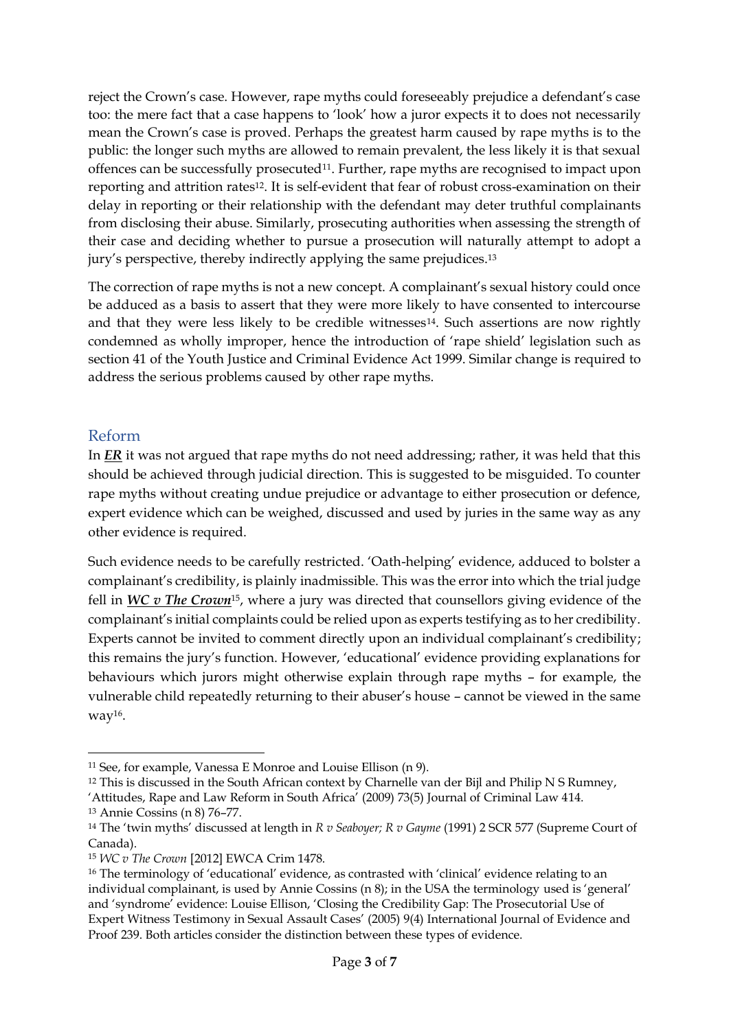reject the Crown's case. However, rape myths could foreseeably prejudice a defendant's case too: the mere fact that a case happens to 'look' how a juror expects it to does not necessarily mean the Crown's case is proved. Perhaps the greatest harm caused by rape myths is to the public: the longer such myths are allowed to remain prevalent, the less likely it is that sexual offences can be successfully prosecuted[11]. Further, rape myths are recognised to impact upon reporting and attrition rates[12]. It is self-evident that fear of robust cross-examination on their delay in reporting or their relationship with the defendant may deter truthful complainants from disclosing their abuse. Similarly, prosecuting authorities when assessing the strength of their case and deciding whether to pursue a prosecution will naturally attempt to adopt a jury's perspective, thereby indirectly applying the same prejudices.[13]

The correction of rape myths is not a new concept. A complainant's sexual history could once be adduced as a basis to assert that they were more likely to have consented to intercourse and that they were less likely to be credible witnesses[14]. Such assertions are now rightly condemned as wholly improper, hence the introduction of 'rape shield' legislation such as section 41 of the Youth Justice and Criminal Evidence Act 1999. Similar change is required to address the serious problems caused by other rape myths.

## Reform

In ***ER*** it was not argued that rape myths do not need addressing; rather, it was held that this should be achieved through judicial direction. This is suggested to be misguided. To counter rape myths without creating undue prejudice or advantage to either prosecution or defence, expert evidence which can be weighed, discussed and used by juries in the same way as any other evidence is required.

Such evidence needs to be carefully restricted. 'Oath-helping' evidence, adduced to bolster a complainant's credibility, is plainly inadmissible. This was the error into which the trial judge fell in ***WC v The Crown***[15], where a jury was directed that counsellors giving evidence of the complainant's initial complaints could be relied upon as experts testifying as to her credibility. Experts cannot be invited to comment directly upon an individual complainant's credibility; this remains the jury's function. However, 'educational' evidence providing explanations for behaviours which jurors might otherwise explain through rape myths – for example, the vulnerable child repeatedly returning to their abuser's house – cannot be viewed in the same way[16].

---

[11] See, for example, Vanessa E Monroe and Louise Ellison (n 9).

[12] This is discussed in the South African context by Charnelle van der Bijl and Philip N S Rumney, 'Attitudes, Rape and Law Reform in South Africa' (2009) 73(5) Journal of Criminal Law 414.

[13] Annie Cossins (n 8) 76–77.

[14] The 'twin myths' discussed at length in *R v Seaboyer; R v Gayme* (1991) 2 SCR 577 (Supreme Court of Canada).

[15] *WC v The Crown* [2012] EWCA Crim 1478.

[16] The terminology of 'educational' evidence, as contrasted with 'clinical' evidence relating to an individual complainant, is used by Annie Cossins (n 8); in the USA the terminology used is 'general' and 'syndrome' evidence: Louise Ellison, 'Closing the Credibility Gap: The Prosecutorial Use of Expert Witness Testimony in Sexual Assault Cases' (2005) 9(4) International Journal of Evidence and Proof 239. Both articles consider the distinction between these types of evidence.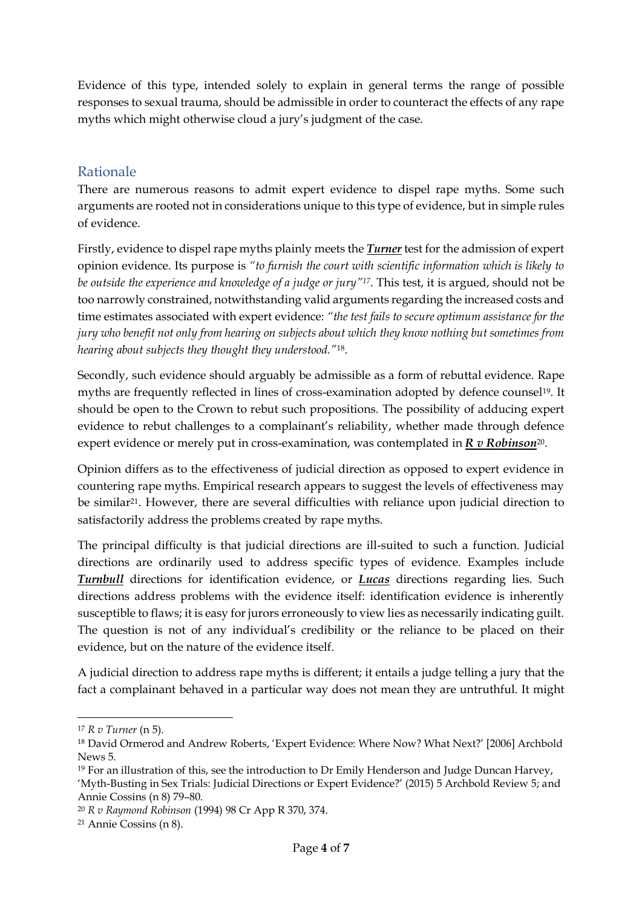Evidence of this type, intended solely to explain in general terms the range of possible responses to sexual trauma, should be admissible in order to counteract the effects of any rape myths which might otherwise cloud a jury's judgment of the case.

## Rationale

There are numerous reasons to admit expert evidence to dispel rape myths. Some such arguments are rooted not in considerations unique to this type of evidence, but in simple rules of evidence.

Firstly, evidence to dispel rape myths plainly meets the ***Turner*** test for the admission of expert opinion evidence. Its purpose is *"to furnish the court with scientific information which is likely to be outside the experience and knowledge of a judge or jury"*[17]. This test, it is argued, should not be too narrowly constrained, notwithstanding valid arguments regarding the increased costs and time estimates associated with expert evidence: *"the test fails to secure optimum assistance for the jury who benefit not only from hearing on subjects about which they know nothing but sometimes from hearing about subjects they thought they understood."*[18].

Secondly, such evidence should arguably be admissible as a form of rebuttal evidence. Rape myths are frequently reflected in lines of cross-examination adopted by defence counsel[19]. It should be open to the Crown to rebut such propositions. The possibility of adducing expert evidence to rebut challenges to a complainant's reliability, whether made through defence expert evidence or merely put in cross-examination, was contemplated in ***R v Robinson***[20].

Opinion differs as to the effectiveness of judicial direction as opposed to expert evidence in countering rape myths. Empirical research appears to suggest the levels of effectiveness may be similar[21]. However, there are several difficulties with reliance upon judicial direction to satisfactorily address the problems created by rape myths.

The principal difficulty is that judicial directions are ill-suited to such a function. Judicial directions are ordinarily used to address specific types of evidence. Examples include ***Turnbull*** directions for identification evidence, or ***Lucas*** directions regarding lies. Such directions address problems with the evidence itself: identification evidence is inherently susceptible to flaws; it is easy for jurors erroneously to view lies as necessarily indicating guilt. The question is not of any individual's credibility or the reliance to be placed on their evidence, but on the nature of the evidence itself.

A judicial direction to address rape myths is different; it entails a judge telling a jury that the fact a complainant behaved in a particular way does not mean they are untruthful. It might

---

[17] *R v Turner* (n 5).

[18] David Ormerod and Andrew Roberts, 'Expert Evidence: Where Now? What Next?' [2006] Archbold News 5.

[19] For an illustration of this, see the introduction to Dr Emily Henderson and Judge Duncan Harvey, 'Myth-Busting in Sex Trials: Judicial Directions or Expert Evidence?' (2015) 5 Archbold Review 5; and Annie Cossins (n 8) 79–80.

[20] *R v Raymond Robinson* (1994) 98 Cr App R 370, 374.

[21] Annie Cossins (n 8).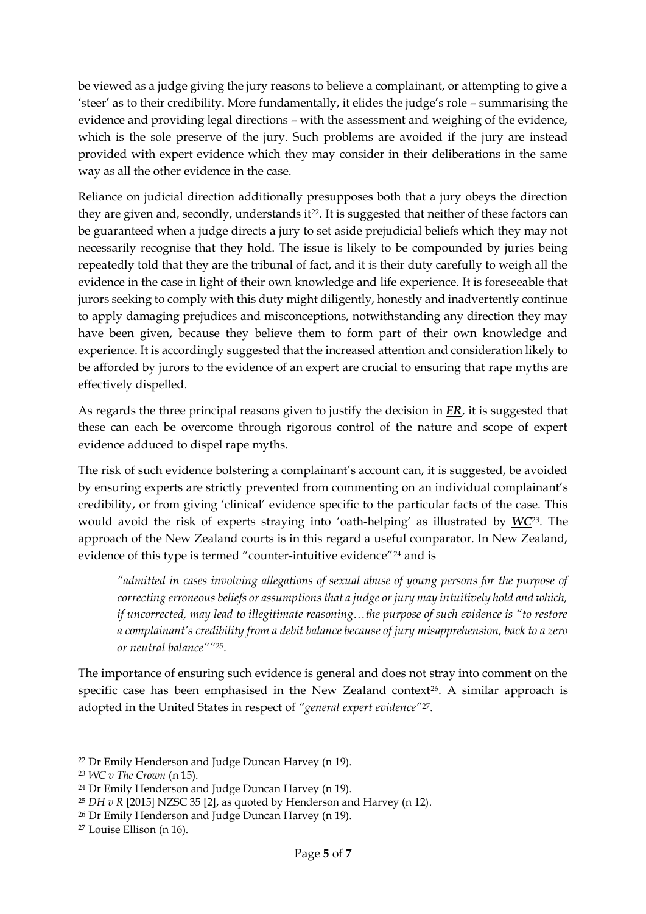be viewed as a judge giving the jury reasons to believe a complainant, or attempting to give a 'steer' as to their credibility. More fundamentally, it elides the judge's role – summarising the evidence and providing legal directions – with the assessment and weighing of the evidence, which is the sole preserve of the jury. Such problems are avoided if the jury are instead provided with expert evidence which they may consider in their deliberations in the same way as all the other evidence in the case.

Reliance on judicial direction additionally presupposes both that a jury obeys the direction they are given and, secondly, understands it[22]. It is suggested that neither of these factors can be guaranteed when a judge directs a jury to set aside prejudicial beliefs which they may not necessarily recognise that they hold. The issue is likely to be compounded by juries being repeatedly told that they are the tribunal of fact, and it is their duty carefully to weigh all the evidence in the case in light of their own knowledge and life experience. It is foreseeable that jurors seeking to comply with this duty might diligently, honestly and inadvertently continue to apply damaging prejudices and misconceptions, notwithstanding any direction they may have been given, because they believe them to form part of their own knowledge and experience. It is accordingly suggested that the increased attention and consideration likely to be afforded by jurors to the evidence of an expert are crucial to ensuring that rape myths are effectively dispelled.

As regards the three principal reasons given to justify the decision in ***ER***, it is suggested that these can each be overcome through rigorous control of the nature and scope of expert evidence adduced to dispel rape myths.

The risk of such evidence bolstering a complainant's account can, it is suggested, be avoided by ensuring experts are strictly prevented from commenting on an individual complainant's credibility, or from giving 'clinical' evidence specific to the particular facts of the case. This would avoid the risk of experts straying into 'oath-helping' as illustrated by ***WC***[23]. The approach of the New Zealand courts is in this regard a useful comparator. In New Zealand, evidence of this type is termed "counter-intuitive evidence"[24] and is

> *"admitted in cases involving allegations of sexual abuse of young persons for the purpose of correcting erroneous beliefs or assumptions that a judge or jury may intuitively hold and which, if uncorrected, may lead to illegitimate reasoning…the purpose of such evidence is "to restore a complainant's credibility from a debit balance because of jury misapprehension, back to a zero or neutral balance""*[25].

The importance of ensuring such evidence is general and does not stray into comment on the specific case has been emphasised in the New Zealand context[26]. A similar approach is adopted in the United States in respect of *"general expert evidence"*[27].

---

[22] Dr Emily Henderson and Judge Duncan Harvey (n 19).

[23] *WC v The Crown* (n 15).

[24] Dr Emily Henderson and Judge Duncan Harvey (n 19).

[25] *DH v R* [2015] NZSC 35 [2], as quoted by Henderson and Harvey (n 12).

[26] Dr Emily Henderson and Judge Duncan Harvey (n 19).

[27] Louise Ellison (n 16).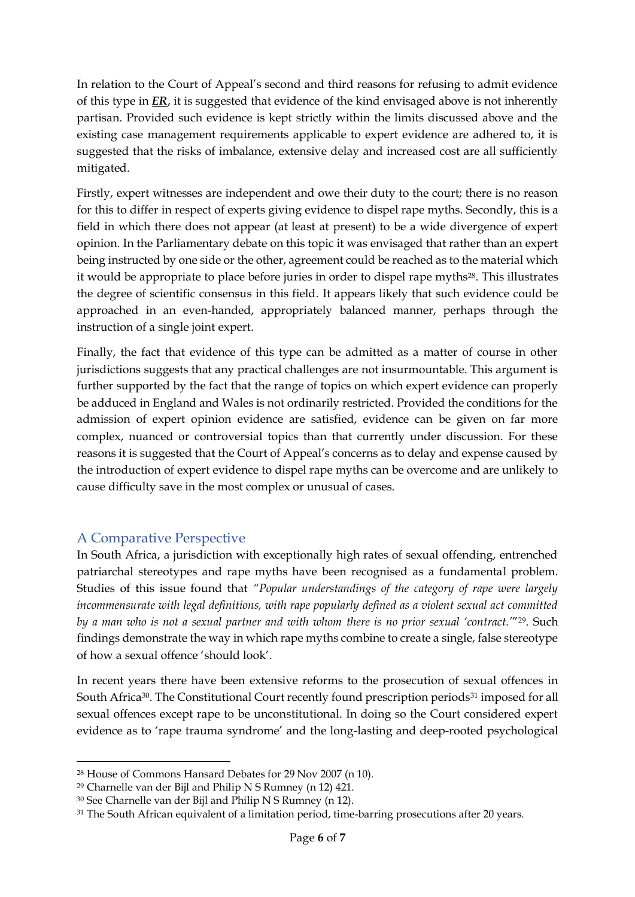In relation to the Court of Appeal's second and third reasons for refusing to admit evidence of this type in ***ER***, it is suggested that evidence of the kind envisaged above is not inherently partisan. Provided such evidence is kept strictly within the limits discussed above and the existing case management requirements applicable to expert evidence are adhered to, it is suggested that the risks of imbalance, extensive delay and increased cost are all sufficiently mitigated.

Firstly, expert witnesses are independent and owe their duty to the court; there is no reason for this to differ in respect of experts giving evidence to dispel rape myths. Secondly, this is a field in which there does not appear (at least at present) to be a wide divergence of expert opinion. In the Parliamentary debate on this topic it was envisaged that rather than an expert being instructed by one side or the other, agreement could be reached as to the material which it would be appropriate to place before juries in order to dispel rape myths[28]. This illustrates the degree of scientific consensus in this field. It appears likely that such evidence could be approached in an even-handed, appropriately balanced manner, perhaps through the instruction of a single joint expert.

Finally, the fact that evidence of this type can be admitted as a matter of course in other jurisdictions suggests that any practical challenges are not insurmountable. This argument is further supported by the fact that the range of topics on which expert evidence can properly be adduced in England and Wales is not ordinarily restricted. Provided the conditions for the admission of expert opinion evidence are satisfied, evidence can be given on far more complex, nuanced or controversial topics than that currently under discussion. For these reasons it is suggested that the Court of Appeal's concerns as to delay and expense caused by the introduction of expert evidence to dispel rape myths can be overcome and are unlikely to cause difficulty save in the most complex or unusual of cases.

## A Comparative Perspective

In South Africa, a jurisdiction with exceptionally high rates of sexual offending, entrenched patriarchal stereotypes and rape myths have been recognised as a fundamental problem. Studies of this issue found that *"Popular understandings of the category of rape were largely incommensurate with legal definitions, with rape popularly defined as a violent sexual act committed by a man who is not a sexual partner and with whom there is no prior sexual 'contract.'"*[29]. Such findings demonstrate the way in which rape myths combine to create a single, false stereotype of how a sexual offence 'should look'.

In recent years there have been extensive reforms to the prosecution of sexual offences in South Africa[30]. The Constitutional Court recently found prescription periods[31] imposed for all sexual offences except rape to be unconstitutional. In doing so the Court considered expert evidence as to 'rape trauma syndrome' and the long-lasting and deep-rooted psychological

---

[28] House of Commons Hansard Debates for 29 Nov 2007 (n 10).

[29] Charnelle van der Bijl and Philip N S Rumney (n 12) 421.

[30] See Charnelle van der Bijl and Philip N S Rumney (n 12).

[31] The South African equivalent of a limitation period, time-barring prosecutions after 20 years.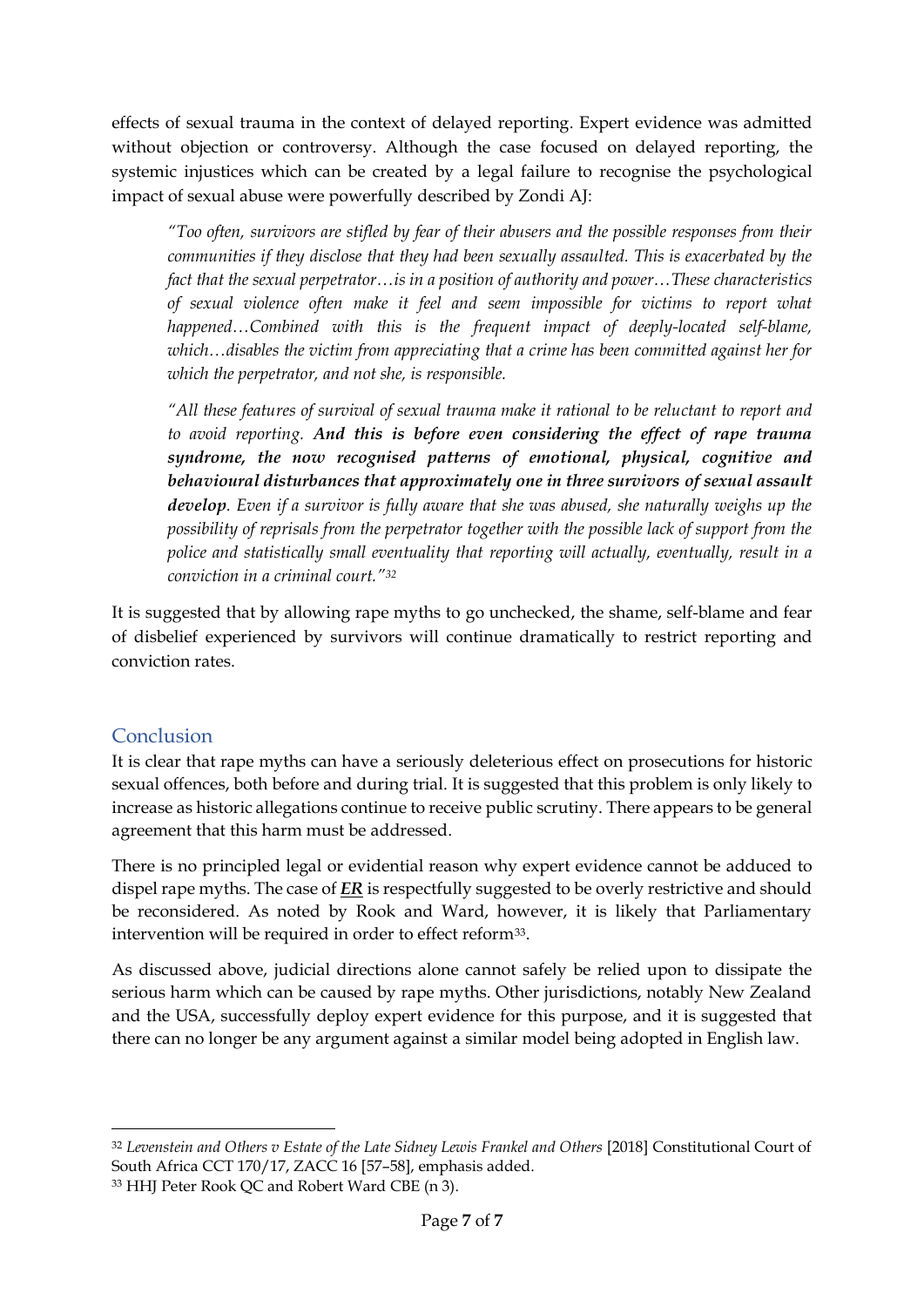effects of sexual trauma in the context of delayed reporting. Expert evidence was admitted without objection or controversy. Although the case focused on delayed reporting, the systemic injustices which can be created by a legal failure to recognise the psychological impact of sexual abuse were powerfully described by Zondi AJ:

> *"Too often, survivors are stifled by fear of their abusers and the possible responses from their communities if they disclose that they had been sexually assaulted. This is exacerbated by the fact that the sexual perpetrator…is in a position of authority and power…These characteristics of sexual violence often make it feel and seem impossible for victims to report what happened…Combined with this is the frequent impact of deeply-located self-blame, which…disables the victim from appreciating that a crime has been committed against her for which the perpetrator, and not she, is responsible.*
>
> *"All these features of survival of sexual trauma make it rational to be reluctant to report and to avoid reporting.* ***And this is before even considering the effect of rape trauma syndrome, the now recognised patterns of emotional, physical, cognitive and behavioural disturbances that approximately one in three survivors of sexual assault develop****. Even if a survivor is fully aware that she was abused, she naturally weighs up the possibility of reprisals from the perpetrator together with the possible lack of support from the police and statistically small eventuality that reporting will actually, eventually, result in a conviction in a criminal court."*[32]

It is suggested that by allowing rape myths to go unchecked, the shame, self-blame and fear of disbelief experienced by survivors will continue dramatically to restrict reporting and conviction rates.

## Conclusion

It is clear that rape myths can have a seriously deleterious effect on prosecutions for historic sexual offences, both before and during trial. It is suggested that this problem is only likely to increase as historic allegations continue to receive public scrutiny. There appears to be general agreement that this harm must be addressed.

There is no principled legal or evidential reason why expert evidence cannot be adduced to dispel rape myths. The case of ***ER*** is respectfully suggested to be overly restrictive and should be reconsidered. As noted by Rook and Ward, however, it is likely that Parliamentary intervention will be required in order to effect reform[33].

As discussed above, judicial directions alone cannot safely be relied upon to dissipate the serious harm which can be caused by rape myths. Other jurisdictions, notably New Zealand and the USA, successfully deploy expert evidence for this purpose, and it is suggested that there can no longer be any argument against a similar model being adopted in English law.

---

[32] *Levenstein and Others v Estate of the Late Sidney Lewis Frankel and Others* [2018] Constitutional Court of South Africa CCT 170/17, ZACC 16 [57–58], emphasis added.

[33] HHJ Peter Rook QC and Robert Ward CBE (n 3).